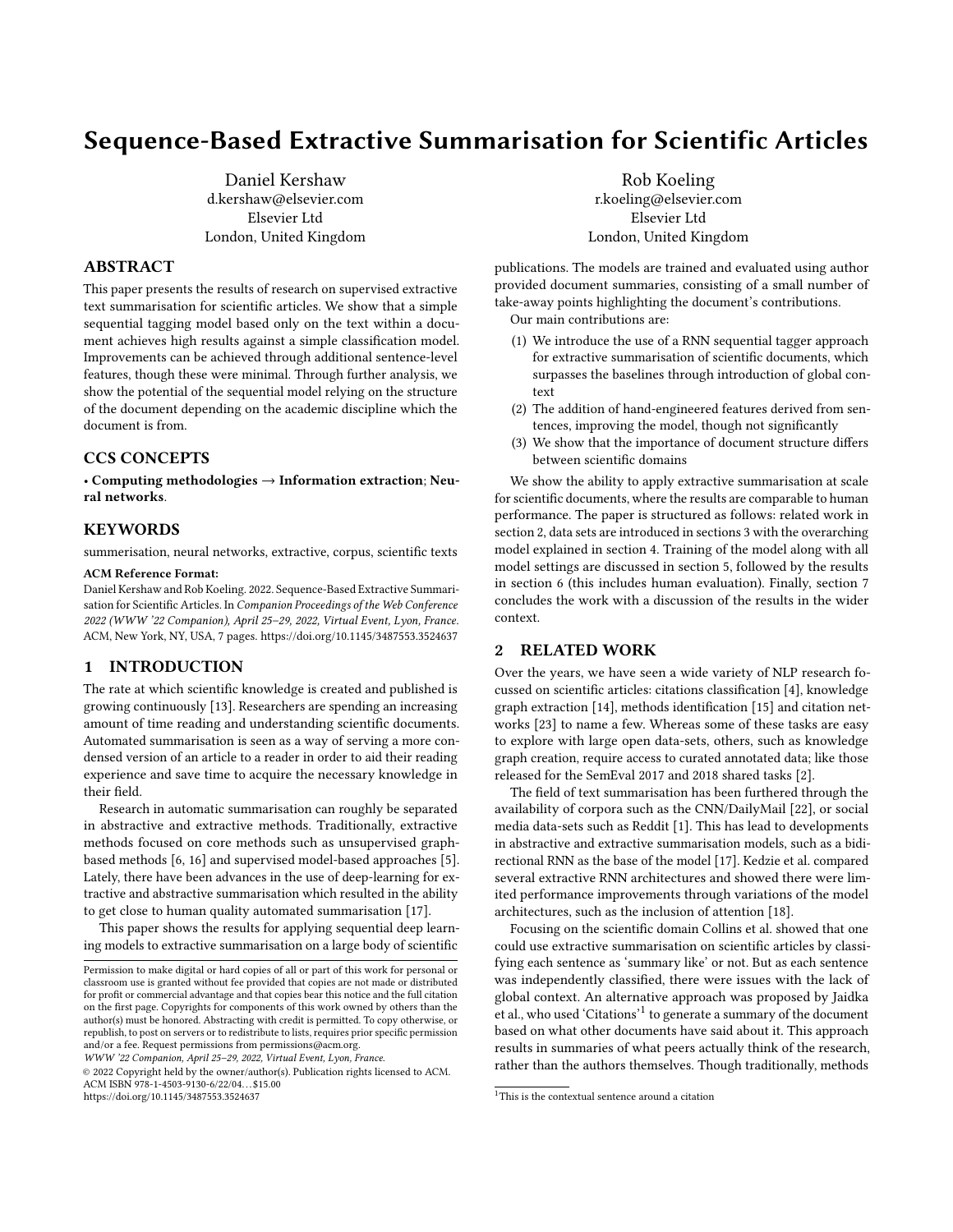# Sequence-Based Extractive Summarisation for Scientific Articles

Daniel Kershaw
d.kershaw@elsevier.com
Elsevier Ltd
London, United Kingdom

Rob Koeling
r.koeling@elsevier.com
Elsevier Ltd
London, United Kingdom

## ABSTRACT

This paper presents the results of research on supervised extractive text summarisation for scientific articles. We show that a simple sequential tagging model based only on the text within a document achieves high results against a simple classification model. Improvements can be achieved through additional sentence-level features, though these were minimal. Through further analysis, we show the potential of the sequential model relying on the structure of the document depending on the academic discipline which the document is from.

## CCS CONCEPTS

• **Computing methodologies → Information extraction**; **Neural networks**.

## KEYWORDS

summerisation, neural networks, extractive, corpus, scientific texts

**ACM Reference Format:**
Daniel Kershaw and Rob Koeling. 2022. Sequence-Based Extractive Summarisation for Scientific Articles. In *Companion Proceedings of the Web Conference 2022 (WWW '22 Companion), April 25–29, 2022, Virtual Event, Lyon, France.* ACM, New York, NY, USA, 7 pages. https://doi.org/10.1145/3487553.3524637

## 1 INTRODUCTION

The rate at which scientific knowledge is created and published is growing continuously [13]. Researchers are spending an increasing amount of time reading and understanding scientific documents. Automated summarisation is seen as a way of serving a more condensed version of an article to a reader in order to aid their reading experience and save time to acquire the necessary knowledge in their field.

Research in automatic summarisation can roughly be separated in abstractive and extractive methods. Traditionally, extractive methods focused on core methods such as unsupervised graph-based methods [6, 16] and supervised model-based approaches [5]. Lately, there have been advances in the use of deep-learning for extractive and abstractive summarisation which resulted in the ability to get close to human quality automated summarisation [17].

This paper shows the results for applying sequential deep learning models to extractive summarisation on a large body of scientific publications. The models are trained and evaluated using author provided document summaries, consisting of a small number of take-away points highlighting the document's contributions.

Our main contributions are:

1. We introduce the use of a RNN sequential tagger approach for extractive summarisation of scientific documents, which surpasses the baselines through introduction of global context
2. The addition of hand-engineered features derived from sentences, improving the model, though not significantly
3. We show that the importance of document structure differs between scientific domains

We show the ability to apply extractive summarisation at scale for scientific documents, where the results are comparable to human performance. The paper is structured as follows: related work in section 2, data sets are introduced in sections 3 with the overarching model explained in section 4. Training of the model along with all model settings are discussed in section 5, followed by the results in section 6 (this includes human evaluation). Finally, section 7 concludes the work with a discussion of the results in the wider context.

## 2 RELATED WORK

Over the years, we have seen a wide variety of NLP research focussed on scientific articles: citations classification [4], knowledge graph extraction [14], methods identification [15] and citation networks [23] to name a few. Whereas some of these tasks are easy to explore with large open data-sets, others, such as knowledge graph creation, require access to curated annotated data; like those released for the SemEval 2017 and 2018 shared tasks [2].

The field of text summarisation has been furthered through the availability of corpora such as the CNN/DailyMail [22], or social media data-sets such as Reddit [1]. This has lead to developments in abstractive and extractive summarisation models, such as a bidirectional RNN as the base of the model [17]. Kedzie et al. compared several extractive RNN architectures and showed there were limited performance improvements through variations of the model architectures, such as the inclusion of attention [18].

Focusing on the scientific domain Collins et al. showed that one could use extractive summarisation on scientific articles by classifying each sentence as 'summary like' or not. But as each sentence was independently classified, there were issues with the lack of global context. An alternative approach was proposed by Jaidka et al., who used 'Citations'[1] to generate a summary of the document based on what other documents have said about it. This approach results in summaries of what peers actually think of the research, rather than the authors themselves. Though traditionally, methods

[1] This is the contextual sentence around a citation

Permission to make digital or hard copies of all or part of this work for personal or classroom use is granted without fee provided that copies are not made or distributed for profit or commercial advantage and that copies bear this notice and the full citation on the first page. Copyrights for components of this work owned by others than the author(s) must be honored. Abstracting with credit is permitted. To copy otherwise, or republish, to post on servers or to redistribute to lists, requires prior specific permission and/or a fee. Request permissions from permissions@acm.org.
*WWW '22 Companion, April 25–29, 2022, Virtual Event, Lyon, France.*
© 2022 Copyright held by the owner/author(s). Publication rights licensed to ACM.
ACM ISBN 978-1-4503-9130-6/22/04…$15.00
https://doi.org/10.1145/3487553.3524637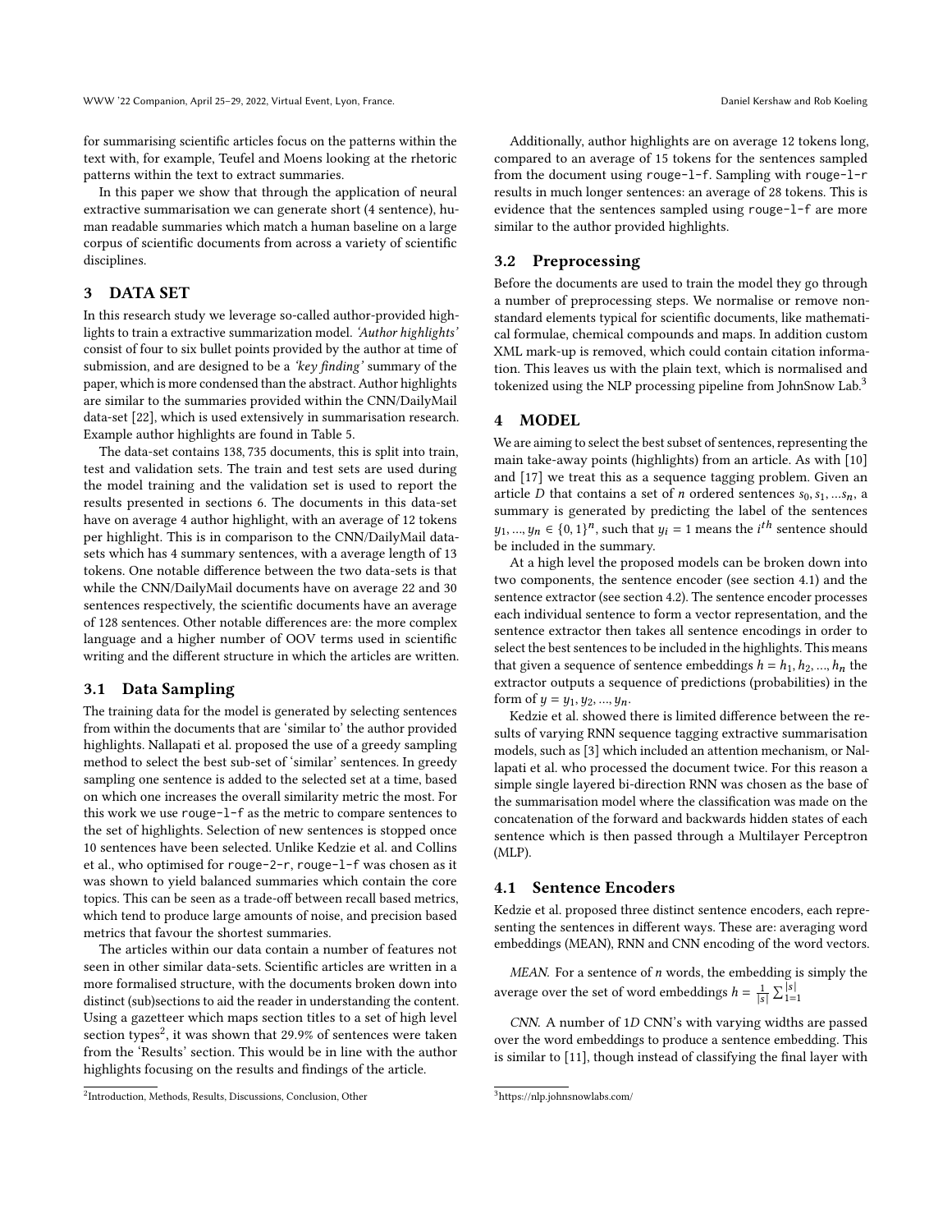for summarising scientific articles focus on the patterns within the text with, for example, Teufel and Moens looking at the rhetoric patterns within the text to extract summaries.

In this paper we show that through the application of neural extractive summarisation we can generate short (4 sentence), human readable summaries which match a human baseline on a large corpus of scientific documents from across a variety of scientific disciplines.

## 3 DATA SET

In this research study we leverage so-called author-provided highlights to train a extractive summarization model. *'Author highlights'* consist of four to six bullet points provided by the author at time of submission, and are designed to be a *'key finding'* summary of the paper, which is more condensed than the abstract. Author highlights are similar to the summaries provided within the CNN/DailyMail data-set [22], which is used extensively in summarisation research. Example author highlights are found in Table 5.

The data-set contains 138,735 documents, this is split into train, test and validation sets. The train and test sets are used during the model training and the validation set is used to report the results presented in sections 6. The documents in this data-set have on average 4 author highlight, with an average of 12 tokens per highlight. This is in comparison to the CNN/DailyMail datasets which has 4 summary sentences, with a average length of 13 tokens. One notable difference between the two data-sets is that while the CNN/DailyMail documents have on average 22 and 30 sentences respectively, the scientific documents have an average of 128 sentences. Other notable differences are: the more complex language and a higher number of OOV terms used in scientific writing and the different structure in which the articles are written.

### 3.1 Data Sampling

The training data for the model is generated by selecting sentences from within the documents that are 'similar to' the author provided highlights. Nallapati et al. proposed the use of a greedy sampling method to select the best sub-set of 'similar' sentences. In greedy sampling one sentence is added to the selected set at a time, based on which one increases the overall similarity metric the most. For this work we use `rouge-l-f` as the metric to compare sentences to the set of highlights. Selection of new sentences is stopped once 10 sentences have been selected. Unlike Kedzie et al. and Collins et al., who optimised for `rouge-2-r`, `rouge-l-f` was chosen as it was shown to yield balanced summaries which contain the core topics. This can be seen as a trade-off between recall based metrics, which tend to produce large amounts of noise, and precision based metrics that favour the shortest summaries.

The articles within our data contain a number of features not seen in other similar data-sets. Scientific articles are written in a more formalised structure, with the documents broken down into distinct (sub)sections to aid the reader in understanding the content. Using a gazetteer which maps section titles to a set of high level section types[2], it was shown that 29.9% of sentences were taken from the 'Results' section. This would be in line with the author highlights focusing on the results and findings of the article.

[2] Introduction, Methods, Results, Discussions, Conclusion, Other

Additionally, author highlights are on average 12 tokens long, compared to an average of 15 tokens for the sentences sampled from the document using `rouge-l-f`. Sampling with `rouge-l-r` results in much longer sentences: an average of 28 tokens. This is evidence that the sentences sampled using `rouge-l-f` are more similar to the author provided highlights.

### 3.2 Preprocessing

Before the documents are used to train the model they go through a number of preprocessing steps. We normalise or remove non-standard elements typical for scientific documents, like mathematical formulae, chemical compounds and maps. In addition custom XML mark-up is removed, which could contain citation information. This leaves us with the plain text, which is normalised and tokenized using the NLP processing pipeline from JohnSnow Lab.[3]

[3] https://nlp.johnsnowlabs.com/

## 4 MODEL

We are aiming to select the best subset of sentences, representing the main take-away points (highlights) from an article. As with [10] and [17] we treat this as a sequence tagging problem. Given an article $D$ that contains a set of $n$ ordered sentences $s_0, s_1, ...s_n$, a summary is generated by predicting the label of the sentences $y_1, ..., y_n \in \{0, 1\}^n$, such that $y_i = 1$ means the $i^{th}$ sentence should be included in the summary.

At a high level the proposed models can be broken down into two components, the sentence encoder (see section 4.1) and the sentence extractor (see section 4.2). The sentence encoder processes each individual sentence to form a vector representation, and the sentence extractor then takes all sentence encodings in order to select the best sentences to be included in the highlights. This means that given a sequence of sentence embeddings $h = h_1, h_2, ..., h_n$ the extractor outputs a sequence of predictions (probabilities) in the form of $y = y_1, y_2, ..., y_n$.

Kedzie et al. showed there is limited difference between the results of varying RNN sequence tagging extractive summarisation models, such as [3] which included an attention mechanism, or Nallapati et al. who processed the document twice. For this reason a simple single layered bi-direction RNN was chosen as the base of the summarisation model where the classification was made on the concatenation of the forward and backwards hidden states of each sentence which is then passed through a Multilayer Perceptron (MLP).

### 4.1 Sentence Encoders

Kedzie et al. proposed three distinct sentence encoders, each representing the sentences in different ways. These are: averaging word embeddings (MEAN), RNN and CNN encoding of the word vectors.

*MEAN.* For a sentence of $n$ words, the embedding is simply the average over the set of word embeddings $h = \frac{1}{|s|} \sum_{1=1}^{|s|}$

*CNN.* A number of 1*D* CNN's with varying widths are passed over the word embeddings to produce a sentence embedding. This is similar to [11], though instead of classifying the final layer with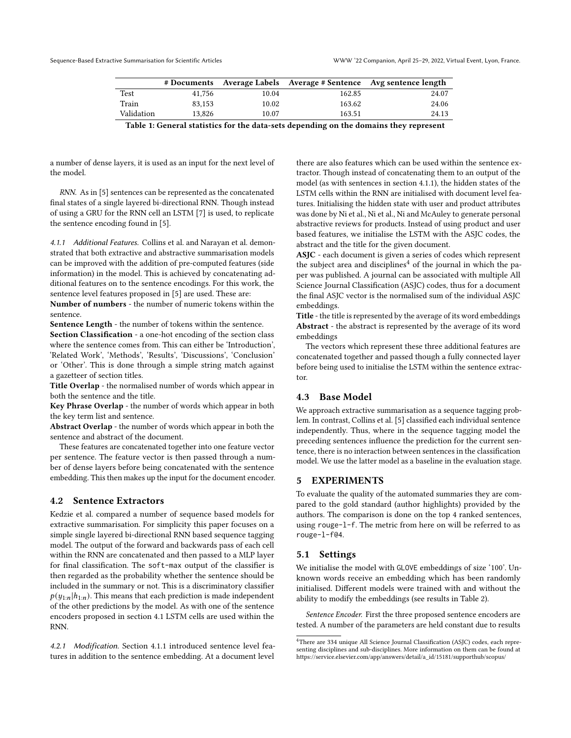|  | # Documents | Average Labels | Average # Sentence | Avg sentence length |
| --- | --- | --- | --- | --- |
| Test | 41,756 | 10.04 | 162.85 | 24.07 |
| Train | 83,153 | 10.02 | 163.62 | 24.06 |
| Validation | 13,826 | 10.07 | 163.51 | 24.13 |

**Table 1: General statistics for the data-sets depending on the domains they represent**

a number of dense layers, it is used as an input for the next level of the model.

*RNN.* As in [5] sentences can be represented as the concatenated final states of a single layered bi-directional RNN. Though instead of using a GRU for the RNN cell an LSTM [7] is used, to replicate the sentence encoding found in [5].

*4.1.1 Additional Features.* Collins et al. and Narayan et al. demonstrated that both extractive and abstractive summarisation models can be improved with the addition of pre-computed features (side information) in the model. This is achieved by concatenating additional features on to the sentence encodings. For this work, the sentence level features proposed in [5] are used. These are:

**Number of numbers** - the number of numeric tokens within the sentence.

**Sentence Length** - the number of tokens within the sentence.

**Section Classification** - a one-hot encoding of the section class where the sentence comes from. This can either be 'Introduction', 'Related Work', 'Methods', 'Results', 'Discussions', 'Conclusion' or 'Other'. This is done through a simple string match against a gazetteer of section titles.

**Title Overlap** - the normalised number of words which appear in both the sentence and the title.

**Key Phrase Overlap** - the number of words which appear in both the key term list and sentence.

**Abstract Overlap** - the number of words which appear in both the sentence and abstract of the document.

These features are concatenated together into one feature vector per sentence. The feature vector is then passed through a number of dense layers before being concatenated with the sentence embedding. This then makes up the input for the document encoder.

## 4.2 Sentence Extractors

Kedzie et al. compared a number of sequence based models for extractive summarisation. For simplicity this paper focuses on a simple single layered bi-directional RNN based sequence tagging model. The output of the forward and backwards pass of each cell within the RNN are concatenated and then passed to a MLP layer for final classification. The `soft-max` output of the classifier is then regarded as the probability whether the sentence should be included in the summary or not. This is a discriminatory classifier $p(y_{1:n}|h_{1:n})$. This means that each prediction is made independent of the other predictions by the model. As with one of the sentence encoders proposed in section 4.1 LSTM cells are used within the RNN.

*4.2.1 Modification.* Section 4.1.1 introduced sentence level features in addition to the sentence embedding. At a document level there are also features which can be used within the sentence extractor. Though instead of concatenating them to an output of the model (as with sentences in section 4.1.1), the hidden states of the LSTM cells within the RNN are initialised with document level features. Initialising the hidden state with user and product attributes was done by Ni et al., Ni et al., Ni and McAuley to generate personal abstractive reviews for products. Instead of using product and user based features, we initialise the LSTM with the ASJC codes, the abstract and the title for the given document.

**ASJC** - each document is given a series of codes which represent the subject area and disciplines[4] of the journal in which the paper was published. A journal can be associated with multiple All Science Journal Classification (ASJC) codes, thus for a document the final ASJC vector is the normalised sum of the individual ASJC embeddings.

**Title** - the title is represented by the average of its word embeddings

**Abstract** - the abstract is represented by the average of its word embeddings

The vectors which represent these three additional features are concatenated together and passed though a fully connected layer before being used to initialise the LSTM within the sentence extractor.

## 4.3 Base Model

We approach extractive summarisation as a sequence tagging problem. In contrast, Collins et al. [5] classified each individual sentence independently. Thus, where in the sequence tagging model the preceding sentences influence the prediction for the current sentence, there is no interaction between sentences in the classification model. We use the latter model as a baseline in the evaluation stage.

# 5 EXPERIMENTS

To evaluate the quality of the automated summaries they are compared to the gold standard (author highlights) provided by the authors. The comparison is done on the top 4 ranked sentences, using `rouge-l-f`. The metric from here on will be referred to as `rouge-l-f@4`.

## 5.1 Settings

We initialise the model with `GLOVE` embeddings of size '100'. Unknown words receive an embedding which has been randomly initialised. Different models were trained with and without the ability to modify the embeddings (see results in Table 2).

*Sentence Encoder.* First the three proposed sentence encoders are tested. A number of the parameters are held constant due to results

[4]There are 334 unique All Science Journal Classification (ASJC) codes, each representing disciplines and sub-disciplines. More information on them can be found at https://service.elsevier.com/app/answers/detail/a_id/15181/supporthub/scopus/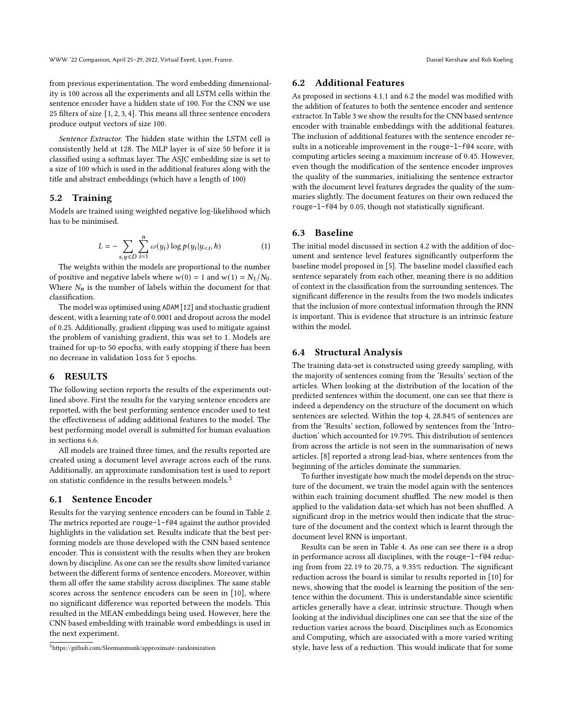from previous experimentation. The word embedding dimensionality is 100 across all the experiments and all LSTM cells within the sentence encoder have a hidden state of 100. For the CNN we use 25 filters of size [1, 2, 3, 4]. This means all three sentence encoders produce output vectors of size 100.

*Sentence Extractor.* The hidden state within the LSTM cell is consistently held at 128. The MLP layer is of size 50 before it is classified using a softmax layer. The ASJC embedding size is set to a size of 100 which is used in the additional features along with the title and abstract embeddings (which have a length of 100)

## 5.2 Training

Models are trained using weighted negative log-likelihood which has to be minimised.

$$L = -\sum_{s,y \in D} \sum_{i=1}^{n} \omega(y_i) \log p(y_i | y_{<i}, h) \tag{1}$$

The weights within the models are proportional to the number of positive and negative labels where $w(0) = 1$ and $w(1) = N_1/N_0$. Where $N_n$ is the number of labels within the document for that classification.

The model was optimised using `ADAM` [12] and stochastic gradient descent, with a learning rate of 0.0001 and dropout across the model of 0.25. Additionally, gradient clipping was used to mitigate against the problem of vanishing gradient, this was set to 1. Models are trained for up-to 50 epochs, with early stopping if there has been no decrease in validation `loss` for 5 epochs.

# 6 RESULTS

The following section reports the results of the experiments outlined above. First the results for the varying sentence encoders are reported, with the best performing sentence encoder used to test the effectiveness of adding additional features to the model. The best performing model overall is submitted for human evaluation in sections 6.6.

All models are trained three times, and the results reported are created using a document level average across each of the runs. Additionally, an approximate randomisation test is used to report on statistic confidence in the results between models.[5]

## 6.1 Sentence Encoder

Results for the varying sentence encoders can be found in Table 2. The metrics reported are `rouge-l-f@4` against the author provided highlights in the validation set. Results indicate that the best performing models are those developed with the CNN based sentence encoder. This is consistent with the results when they are broken down by discipline. As one can see the results show limited variance between the different forms of sentence encoders. Moreover, within them all offer the same stability across disciplines. The same stable scores across the sentence encoders can be seen in [10], where no significant difference was reported between the models. This resulted in the MEAN embeddings being used. However, here the CNN based embedding with trainable word embeddings is used in the next experiment.

[5] https://github.com/Sleemanmunk/approximate-randomization

## 6.2 Additional Features

As proposed in sections 4.1.1 and 6.2 the model was modified with the addition of features to both the sentence encoder and sentence extractor. In Table 3 we show the results for the CNN based sentence encoder with trainable embeddings with the additional features. The inclusion of additional features with the sentence encoder results in a noticeable improvement in the `rouge-l-f@4` score, with computing articles seeing a maximum increase of 0.45. However, even though the modification of the sentence encoder improves the quality of the summaries, initialising the sentence extractor with the document level features degrades the quality of the summaries slightly. The document features on their own reduced the `rouge-l-f@4` by 0.05, though not statistically significant.

## 6.3 Baseline

The initial model discussed in section 4.2 with the addition of document and sentence level features significantly outperform the baseline model proposed in [5]. The baseline model classified each sentence separately from each other, meaning there is no addition of context in the classification from the surrounding sentences. The significant difference in the results from the two models indicates that the inclusion of more contextual information through the RNN is important. This is evidence that structure is an intrinsic feature within the model.

## 6.4 Structural Analysis

The training data-set is constructed using greedy sampling, with the majority of sentences coming from the 'Results' section of the articles. When looking at the distribution of the location of the predicted sentences within the document, one can see that there is indeed a dependency on the structure of the document on which sentences are selected. Within the top 4, 28.84% of sentences are from the 'Results' section, followed by sentences from the 'Introduction' which accounted for 19.79%. This distribution of sentences from across the article is not seen in the summarisation of news articles. [8] reported a strong lead-bias, where sentences from the beginning of the articles dominate the summaries.

To further investigate how much the model depends on the structure of the document, we train the model again with the sentences within each training document shuffled. The new model is then applied to the validation data-set which has not been shuffled. A significant drop in the metrics would then indicate that the structure of the document and the context which is learnt through the document level RNN is important.

Results can be seen in Table 4. As one can see there is a drop in performance across all disciplines, with the `rouge-l-f@4` reducing from from 22.19 to 20.75, a 9.35% reduction. The significant reduction across the board is similar to results reported in [10] for news, showing that the model is learning the position of the sentence within the document. This is understandable since scientific articles generally have a clear, intrinsic structure. Though when looking at the individual disciplines one can see that the size of the reduction varies across the board. Disciplines such as Economics and Computing, which are associated with a more varied writing style, have less of a reduction. This would indicate that for some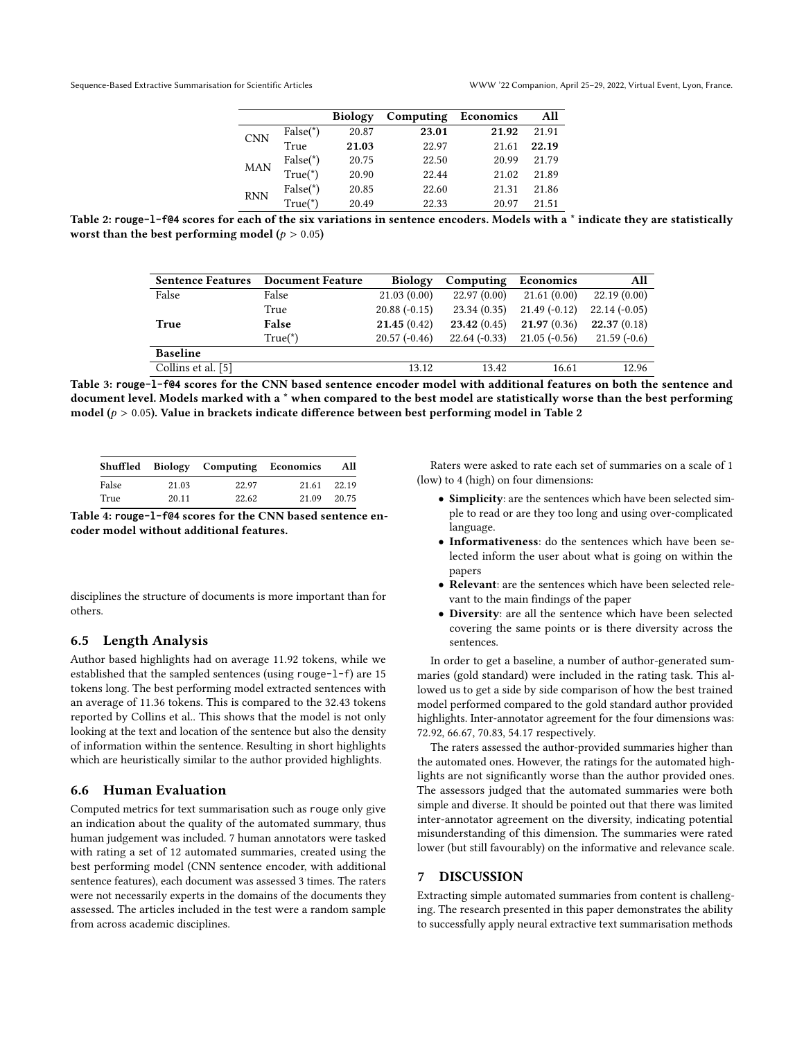|  |  | **Biology** | **Computing** | **Economics** | **All** |
|---|---|---|---|---|---|
| CNN | False(*) | 20.87 | **23.01** | **21.92** | 21.91 |
|  | True | **21.03** | 22.97 | 21.61 | **22.19** |
| MAN | False(*) | 20.75 | 22.50 | 20.99 | 21.79 |
|  | True(*) | 20.90 | 22.44 | 21.02 | 21.89 |
| RNN | False(*) | 20.85 | 22.60 | 21.31 | 21.86 |
|  | True(*) | 20.49 | 22.33 | 20.97 | 21.51 |

**Table 2: `rouge-l-f@4` scores for each of the six variations in sentence encoders. Models with a * indicate they are statistically worst than the best performing model ($p > 0.05$)**

| **Sentence Features** | **Document Feature** | **Biology** | **Computing** | **Economics** | **All** |
|---|---|---|---|---|---|
| False | False | 21.03 (0.00) | 22.97 (0.00) | 21.61 (0.00) | 22.19 (0.00) |
|  | True | 20.88 (-0.15) | 23.34 (0.35) | 21.49 (-0.12) | 22.14 (-0.05) |
| **True** | **False** | **21.45** (0.42) | **23.42** (0.45) | **21.97** (0.36) | **22.37** (0.18) |
|  | True(*) | 20.57 (-0.46) | 22.64 (-0.33) | 21.05 (-0.56) | 21.59 (-0.6) |
| **Baseline** |  |  |  |  |  |
| Collins et al. [5] |  | 13.12 | 13.42 | 16.61 | 12.96 |

**Table 3: `rouge-l-f@4` scores for the CNN based sentence encoder model with additional features on both the sentence and document level. Models marked with a * when compared to the best model are statistically worse than the best performing model ($p > 0.05$). Value in brackets indicate difference between best performing model in Table 2**

| **Shuffled** | **Biology** | **Computing** | **Economics** | **All** |
|---|---|---|---|---|
| False | 21.03 | 22.97 | 21.61 | 22.19 |
| True | 20.11 | 22.62 | 21.09 | 20.75 |

**Table 4: `rouge-l-f@4` scores for the CNN based sentence encoder model without additional features.**

disciplines the structure of documents is more important than for others.

### 6.5 Length Analysis

Author based highlights had on average 11.92 tokens, while we established that the sampled sentences (using `rouge-l-f`) are 15 tokens long. The best performing model extracted sentences with an average of 11.36 tokens. This is compared to the 32.43 tokens reported by Collins et al.. This shows that the model is not only looking at the text and location of the sentence but also the density of information within the sentence. Resulting in short highlights which are heuristically similar to the author provided highlights.

### 6.6 Human Evaluation

Computed metrics for text summarisation such as `rouge` only give an indication about the quality of the automated summary, thus human judgement was included. 7 human annotators were tasked with rating a set of 12 automated summaries, created using the best performing model (CNN sentence encoder, with additional sentence features), each document was assessed 3 times. The raters were not necessarily experts in the domains of the documents they assessed. The articles included in the test were a random sample from across academic disciplines.

Raters were asked to rate each set of summaries on a scale of 1 (low) to 4 (high) on four dimensions:

- **Simplicity**: are the sentences which have been selected simple to read or are they too long and using over-complicated language.
- **Informativeness**: do the sentences which have been selected inform the user about what is going on within the papers
- **Relevant**: are the sentences which have been selected relevant to the main findings of the paper
- **Diversity**: are all the sentence which have been selected covering the same points or is there diversity across the sentences.

In order to get a baseline, a number of author-generated summaries (gold standard) were included in the rating task. This allowed us to get a side by side comparison of how the best trained model performed compared to the gold standard author provided highlights. Inter-annotator agreement for the four dimensions was: 72.92, 66.67, 70.83, 54.17 respectively.

The raters assessed the author-provided summaries higher than the automated ones. However, the ratings for the automated highlights are not significantly worse than the author provided ones. The assessors judged that the automated summaries were both simple and diverse. It should be pointed out that there was limited inter-annotator agreement on the diversity, indicating potential misunderstanding of this dimension. The summaries were rated lower (but still favourably) on the informative and relevance scale.

## 7 DISCUSSION

Extracting simple automated summaries from content is challenging. The research presented in this paper demonstrates the ability to successfully apply neural extractive text summarisation methods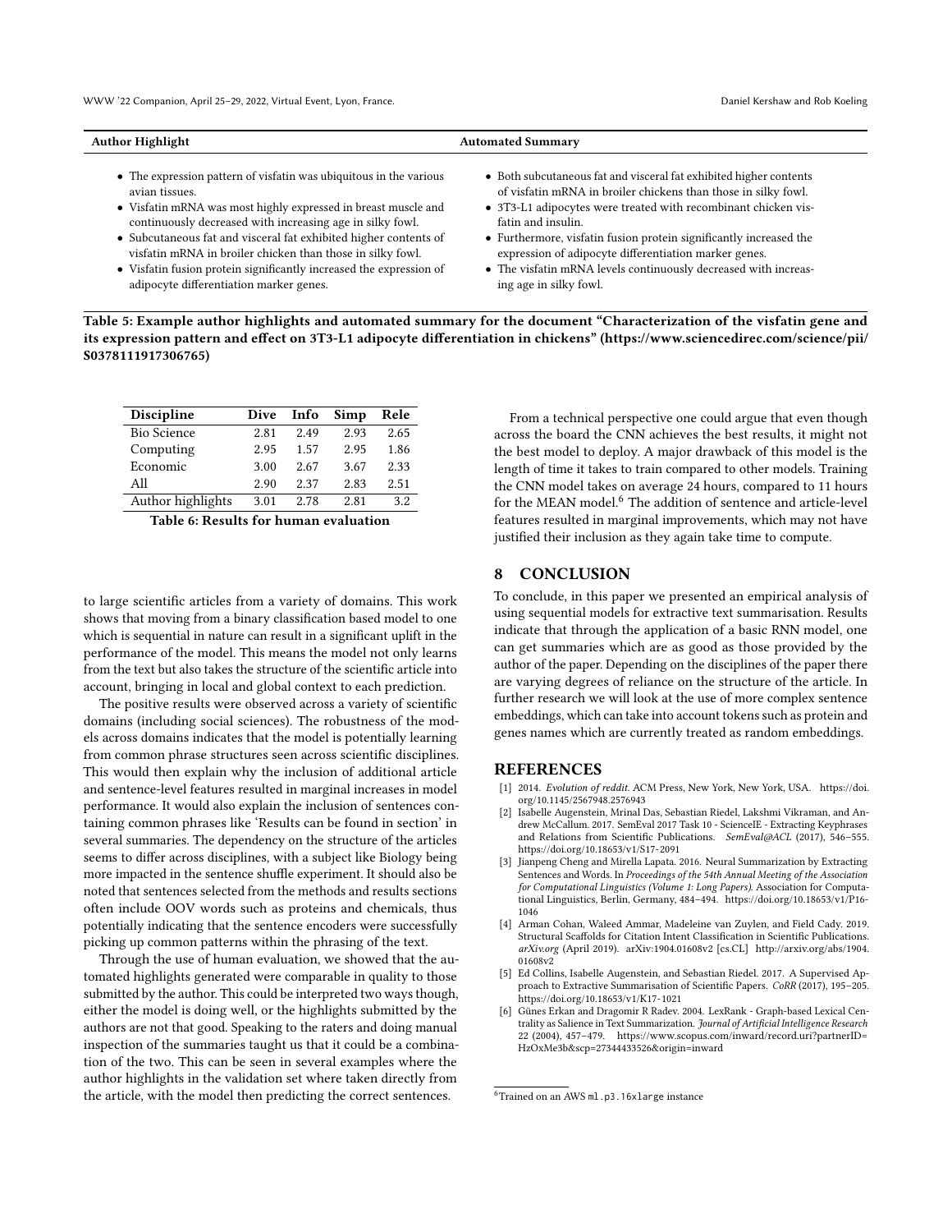| Author Highlight | Automated Summary |
| --- | --- |
| • The expression pattern of visfatin was ubiquitous in the various avian tissues.<br>• Visfatin mRNA was most highly expressed in breast muscle and continuously decreased with increasing age in silky fowl.<br>• Subcutaneous fat and visceral fat exhibited higher contents of visfatin mRNA in broiler chicken than those in silky fowl.<br>• Visfatin fusion protein significantly increased the expression of adipocyte differentiation marker genes. | • Both subcutaneous fat and visceral fat exhibited higher contents of visfatin mRNA in broiler chickens than those in silky fowl.<br>• 3T3-L1 adipocytes were treated with recombinant chicken visfatin and insulin.<br>• Furthermore, visfatin fusion protein significantly increased the expression of adipocyte differentiation marker genes.<br>• The visfatin mRNA levels continuously decreased with increasing age in silky fowl. |

**Table 5: Example author highlights and automated summary for the document "Characterization of the visfatin gene and its expression pattern and effect on 3T3-L1 adipocyte differentiation in chickens" (https://www.sciencedirec.com/science/pii/S0378111917306765)**

| Discipline | Dive | Info | Simp | Rele |
| --- | --- | --- | --- | --- |
| Bio Science | 2.81 | 2.49 | 2.93 | 2.65 |
| Computing | 2.95 | 1.57 | 2.95 | 1.86 |
| Economic | 3.00 | 2.67 | 3.67 | 2.33 |
| All | 2.90 | 2.37 | 2.83 | 2.51 |
| Author highlights | 3.01 | 2.78 | 2.81 | 3.2 |

**Table 6: Results for human evaluation**

to large scientific articles from a variety of domains. This work shows that moving from a binary classification based model to one which is sequential in nature can result in a significant uplift in the performance of the model. This means the model not only learns from the text but also takes the structure of the scientific article into account, bringing in local and global context to each prediction.

The positive results were observed across a variety of scientific domains (including social sciences). The robustness of the models across domains indicates that the model is potentially learning from common phrase structures seen across scientific disciplines. This would then explain why the inclusion of additional article and sentence-level features resulted in marginal increases in model performance. It would also explain the inclusion of sentences containing common phrases like 'Results can be found in section' in several summaries. The dependency on the structure of the articles seems to differ across disciplines, with a subject like Biology being more impacted in the sentence shuffle experiment. It should also be noted that sentences selected from the methods and results sections often include OOV words such as proteins and chemicals, thus potentially indicating that the sentence encoders were successfully picking up common patterns within the phrasing of the text.

Through the use of human evaluation, we showed that the automated highlights generated were comparable in quality to those submitted by the author. This could be interpreted two ways though, either the model is doing well, or the highlights submitted by the authors are not that good. Speaking to the raters and doing manual inspection of the summaries taught us that it could be a combination of the two. This can be seen in several examples where the author highlights in the validation set where taken directly from the article, with the model then predicting the correct sentences.

From a technical perspective one could argue that even though across the board the CNN achieves the best results, it might not the best model to deploy. A major drawback of this model is the length of time it takes to train compared to other models. Training the CNN model takes on average 24 hours, compared to 11 hours for the MEAN model.[6] The addition of sentence and article-level features resulted in marginal improvements, which may not have justified their inclusion as they again take time to compute.

## 8 CONCLUSION

To conclude, in this paper we presented an empirical analysis of using sequential models for extractive text summarisation. Results indicate that through the application of a basic RNN model, one can get summaries which are as good as those provided by the author of the paper. Depending on the disciplines of the paper there are varying degrees of reliance on the structure of the article. In further research we will look at the use of more complex sentence embeddings, which can take into account tokens such as protein and genes names which are currently treated as random embeddings.

## REFERENCES

[1] 2014. *Evolution of reddit.* ACM Press, New York, New York, USA. https://doi.org/10.1145/2567948.2576943

[2] Isabelle Augenstein, Mrinal Das, Sebastian Riedel, Lakshmi Vikraman, and Andrew McCallum. 2017. SemEval 2017 Task 10 - ScienceIE - Extracting Keyphrases and Relations from Scientific Publications. *SemEval@ACL* (2017), 546–555. https://doi.org/10.18653/v1/S17-2091

[3] Jianpeng Cheng and Mirella Lapata. 2016. Neural Summarization by Extracting Sentences and Words. In *Proceedings of the 54th Annual Meeting of the Association for Computational Linguistics (Volume 1: Long Papers).* Association for Computational Linguistics, Berlin, Germany, 484–494. https://doi.org/10.18653/v1/P16-1046

[4] Arman Cohan, Waleed Ammar, Madeleine van Zuylen, and Field Cady. 2019. Structural Scaffolds for Citation Intent Classification in Scientific Publications. *arXiv.org* (April 2019). arXiv:1904.01608v2 [cs.CL] http://arxiv.org/abs/1904.01608v2

[5] Ed Collins, Isabelle Augenstein, and Sebastian Riedel. 2017. A Supervised Approach to Extractive Summarisation of Scientific Papers. *CoRR* (2017), 195–205. https://doi.org/10.18653/v1/K17-1021

[6] Günes Erkan and Dragomir R Radev. 2004. LexRank - Graph-based Lexical Centrality as Salience in Text Summarization. *Journal of Artificial Intelligence Research* 22 (2004), 457–479. https://www.scopus.com/inward/record.uri?partnerID=HzOxMe3b&scp=27344433526&origin=inward

[6] Trained on an AWS `ml.p3.16xlarge` instance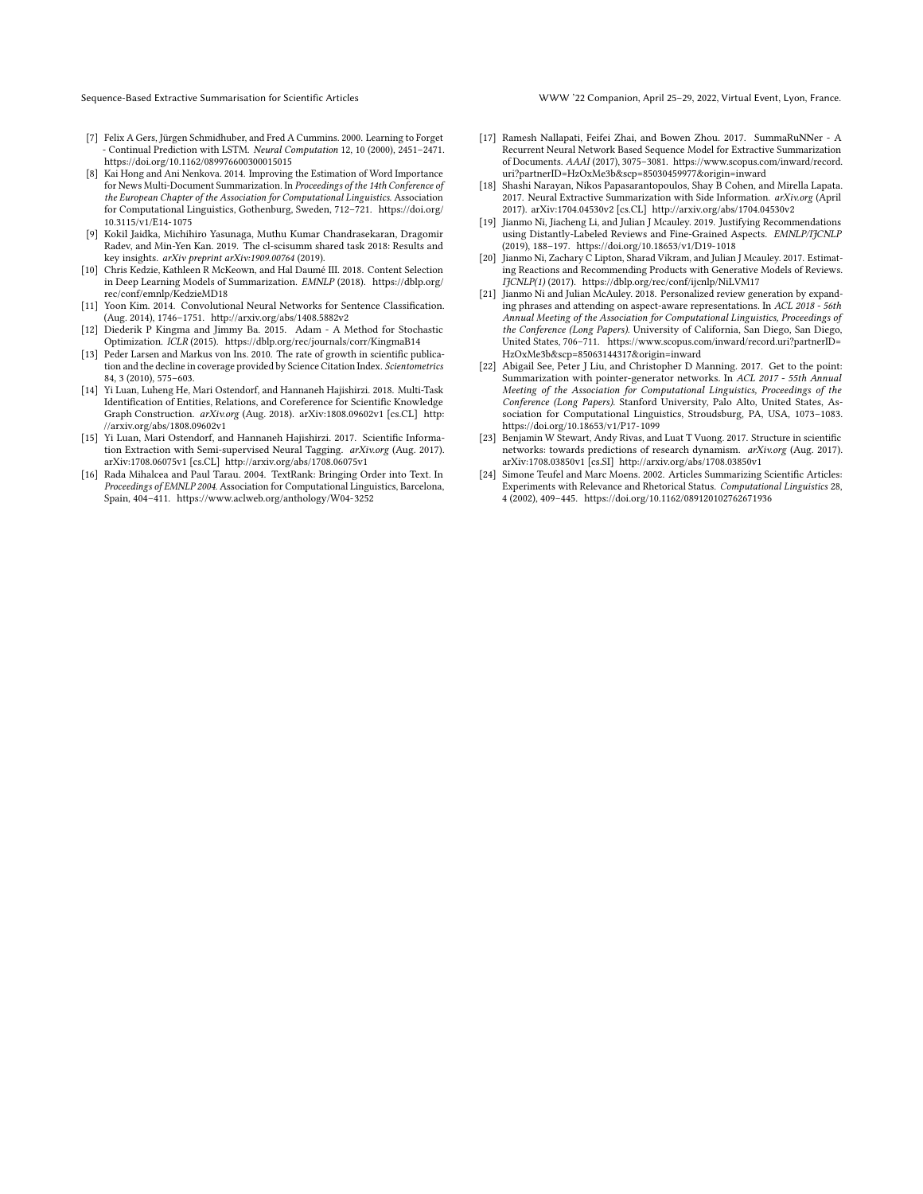[7] Felix A Gers, Jürgen Schmidhuber, and Fred A Cummins. 2000. Learning to Forget - Continual Prediction with LSTM. *Neural Computation* 12, 10 (2000), 2451–2471. https://doi.org/10.1162/089976600300015015

[8] Kai Hong and Ani Nenkova. 2014. Improving the Estimation of Word Importance for News Multi-Document Summarization. In *Proceedings of the 14th Conference of the European Chapter of the Association for Computational Linguistics*. Association for Computational Linguistics, Gothenburg, Sweden, 712–721. https://doi.org/10.3115/v1/E14-1075

[9] Kokil Jaidka, Michihiro Yasunaga, Muthu Kumar Chandrasekaran, Dragomir Radev, and Min-Yen Kan. 2019. The cl-scisumm shared task 2018: Results and key insights. *arXiv preprint arXiv:1909.00764* (2019).

[10] Chris Kedzie, Kathleen R McKeown, and Hal Daumé III. 2018. Content Selection in Deep Learning Models of Summarization. *EMNLP* (2018). https://dblp.org/rec/conf/emnlp/KedzieMD18

[11] Yoon Kim. 2014. Convolutional Neural Networks for Sentence Classification. (Aug. 2014), 1746–1751. http://arxiv.org/abs/1408.5882v2

[12] Diederik P Kingma and Jimmy Ba. 2015. Adam - A Method for Stochastic Optimization. *ICLR* (2015). https://dblp.org/rec/journals/corr/KingmaB14

[13] Peder Larsen and Markus von Ins. 2010. The rate of growth in scientific publication and the decline in coverage provided by Science Citation Index. *Scientometrics* 84, 3 (2010), 575–603.

[14] Yi Luan, Luheng He, Mari Ostendorf, and Hannaneh Hajishirzi. 2018. Multi-Task Identification of Entities, Relations, and Coreference for Scientific Knowledge Graph Construction. *arXiv.org* (Aug. 2018). arXiv:1808.09602v1 [cs.CL] http://arxiv.org/abs/1808.09602v1

[15] Yi Luan, Mari Ostendorf, and Hannaneh Hajishirzi. 2017. Scientific Information Extraction with Semi-supervised Neural Tagging. *arXiv.org* (Aug. 2017). arXiv:1708.06075v1 [cs.CL] http://arxiv.org/abs/1708.06075v1

[16] Rada Mihalcea and Paul Tarau. 2004. TextRank: Bringing Order into Text. In *Proceedings of EMNLP 2004*. Association for Computational Linguistics, Barcelona, Spain, 404–411. https://www.aclweb.org/anthology/W04-3252

[17] Ramesh Nallapati, Feifei Zhai, and Bowen Zhou. 2017. SummaRuNNer - A Recurrent Neural Network Based Sequence Model for Extractive Summarization of Documents. *AAAI* (2017), 3075–3081. https://www.scopus.com/inward/record.uri?partnerID=HzOxMe3b&scp=85030459977&origin=inward

[18] Shashi Narayan, Nikos Papasarantopoulos, Shay B Cohen, and Mirella Lapata. 2017. Neural Extractive Summarization with Side Information. *arXiv.org* (April 2017). arXiv:1704.04530v2 [cs.CL] http://arxiv.org/abs/1704.04530v2

[19] Jianmo Ni, Jiacheng Li, and Julian J Mcauley. 2019. Justifying Recommendations using Distantly-Labeled Reviews and Fine-Grained Aspects. *EMNLP/IJCNLP* (2019), 188–197. https://doi.org/10.18653/v1/D19-1018

[20] Jianmo Ni, Zachary C Lipton, Sharad Vikram, and Julian J Mcauley. 2017. Estimating Reactions and Recommending Products with Generative Models of Reviews. *IJCNLP(1)* (2017). https://dblp.org/rec/conf/ijcnlp/NiLVM17

[21] Jianmo Ni and Julian McAuley. 2018. Personalized review generation by expanding phrases and attending on aspect-aware representations. In *ACL 2018 - 56th Annual Meeting of the Association for Computational Linguistics, Proceedings of the Conference (Long Papers)*. University of California, San Diego, San Diego, United States, 706–711. https://www.scopus.com/inward/record.uri?partnerID=HzOxMe3b&scp=85063144317&origin=inward

[22] Abigail See, Peter J Liu, and Christopher D Manning. 2017. Get to the point: Summarization with pointer-generator networks. In *ACL 2017 - 55th Annual Meeting of the Association for Computational Linguistics, Proceedings of the Conference (Long Papers)*. Stanford University, Palo Alto, United States, Association for Computational Linguistics, Stroudsburg, PA, USA, 1073–1083. https://doi.org/10.18653/v1/P17-1099

[23] Benjamin W Stewart, Andy Rivas, and Luat T Vuong. 2017. Structure in scientific networks: towards predictions of research dynamism. *arXiv.org* (Aug. 2017). arXiv:1708.03850v1 [cs.SI] http://arxiv.org/abs/1708.03850v1

[24] Simone Teufel and Marc Moens. 2002. Articles Summarizing Scientific Articles: Experiments with Relevance and Rhetorical Status. *Computational Linguistics* 28, 4 (2002), 409–445. https://doi.org/10.1162/089120102762671936